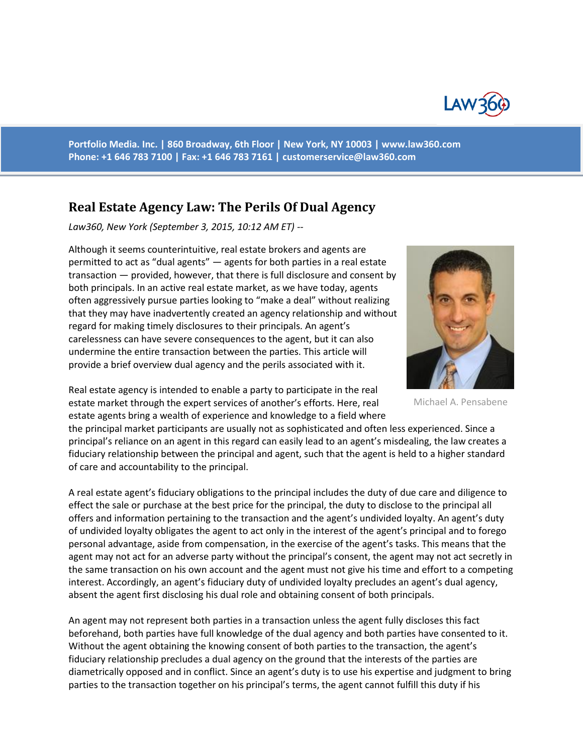Portfolio Media. Inc. | 860 Broadway, 6th Floor | New York, NY 10003 | www.law360.com
Phone: +1 646 783 7100 | Fax: +1 646 783 7161 | customerservice@law360.com

# Real Estate Agency Law: The Perils Of Dual Agency

*Law360, New York (September 3, 2015, 10:12 AM ET) --*

Although it seems counterintuitive, real estate brokers and agents are permitted to act as "dual agents" — agents for both parties in a real estate transaction — provided, however, that there is full disclosure and consent by both principals. In an active real estate market, as we have today, agents often aggressively pursue parties looking to "make a deal" without realizing that they may have inadvertently created an agency relationship and without regard for making timely disclosures to their principals. An agent's carelessness can have severe consequences to the agent, but it can also undermine the entire transaction between the parties. This article will provide a brief overview dual agency and the perils associated with it.

Michael A. Pensabene

Real estate agency is intended to enable a party to participate in the real estate market through the expert services of another's efforts. Here, real estate agents bring a wealth of experience and knowledge to a field where the principal market participants are usually not as sophisticated and often less experienced. Since a principal's reliance on an agent in this regard can easily lead to an agent's misdealing, the law creates a fiduciary relationship between the principal and agent, such that the agent is held to a higher standard of care and accountability to the principal.

A real estate agent's fiduciary obligations to the principal includes the duty of due care and diligence to effect the sale or purchase at the best price for the principal, the duty to disclose to the principal all offers and information pertaining to the transaction and the agent's undivided loyalty. An agent's duty of undivided loyalty obligates the agent to act only in the interest of the agent's principal and to forego personal advantage, aside from compensation, in the exercise of the agent's tasks. This means that the agent may not act for an adverse party without the principal's consent, the agent may not act secretly in the same transaction on his own account and the agent must not give his time and effort to a competing interest. Accordingly, an agent's fiduciary duty of undivided loyalty precludes an agent's dual agency, absent the agent first disclosing his dual role and obtaining consent of both principals.

An agent may not represent both parties in a transaction unless the agent fully discloses this fact beforehand, both parties have full knowledge of the dual agency and both parties have consented to it. Without the agent obtaining the knowing consent of both parties to the transaction, the agent's fiduciary relationship precludes a dual agency on the ground that the interests of the parties are diametrically opposed and in conflict. Since an agent's duty is to use his expertise and judgment to bring parties to the transaction together on his principal's terms, the agent cannot fulfill this duty if his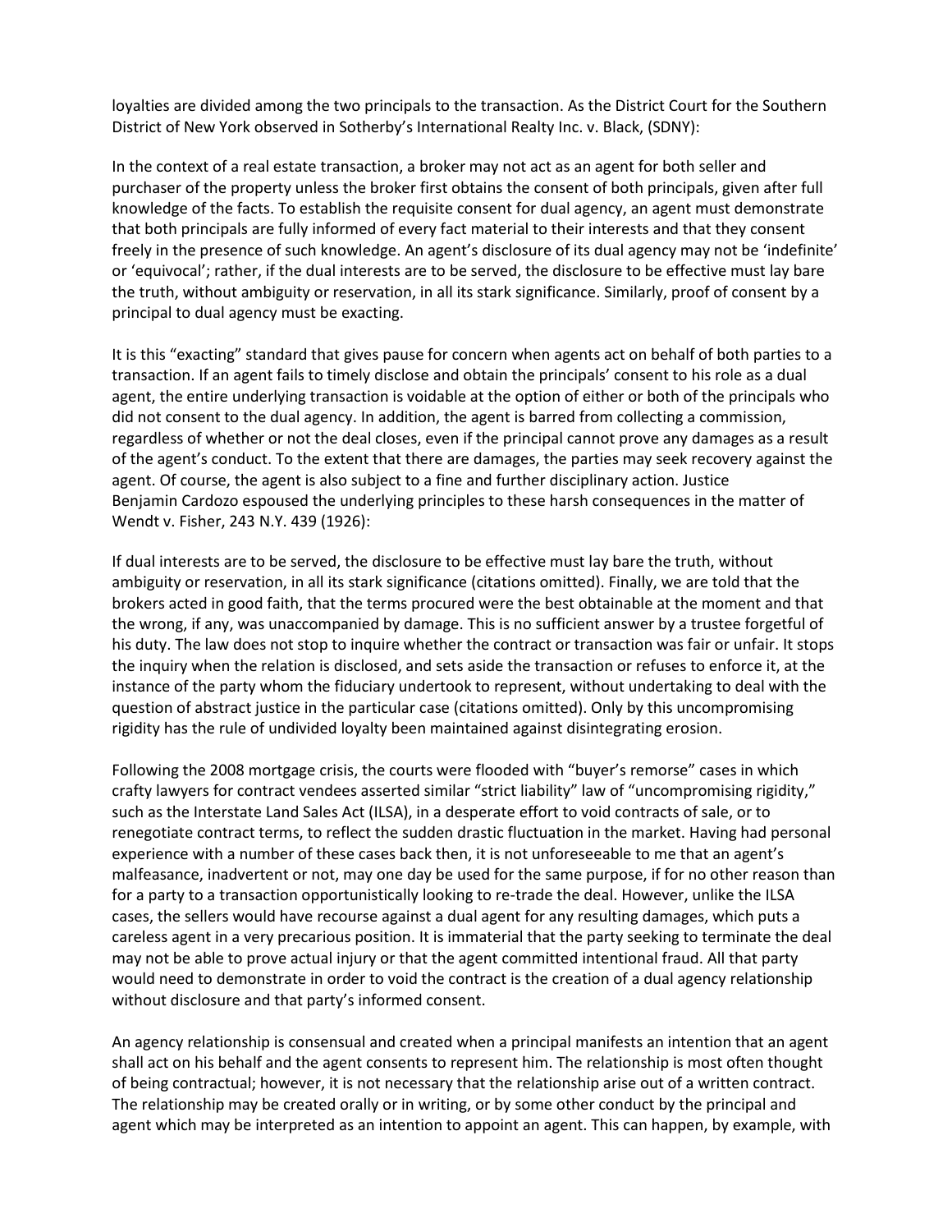loyalties are divided among the two principals to the transaction. As the District Court for the Southern District of New York observed in Sotherby's International Realty Inc. v. Black, (SDNY):

In the context of a real estate transaction, a broker may not act as an agent for both seller and purchaser of the property unless the broker first obtains the consent of both principals, given after full knowledge of the facts. To establish the requisite consent for dual agency, an agent must demonstrate that both principals are fully informed of every fact material to their interests and that they consent freely in the presence of such knowledge. An agent's disclosure of its dual agency may not be 'indefinite' or 'equivocal'; rather, if the dual interests are to be served, the disclosure to be effective must lay bare the truth, without ambiguity or reservation, in all its stark significance. Similarly, proof of consent by a principal to dual agency must be exacting.

It is this "exacting" standard that gives pause for concern when agents act on behalf of both parties to a transaction. If an agent fails to timely disclose and obtain the principals' consent to his role as a dual agent, the entire underlying transaction is voidable at the option of either or both of the principals who did not consent to the dual agency. In addition, the agent is barred from collecting a commission, regardless of whether or not the deal closes, even if the principal cannot prove any damages as a result of the agent's conduct. To the extent that there are damages, the parties may seek recovery against the agent. Of course, the agent is also subject to a fine and further disciplinary action. Justice Benjamin Cardozo espoused the underlying principles to these harsh consequences in the matter of Wendt v. Fisher, 243 N.Y. 439 (1926):

If dual interests are to be served, the disclosure to be effective must lay bare the truth, without ambiguity or reservation, in all its stark significance (citations omitted). Finally, we are told that the brokers acted in good faith, that the terms procured were the best obtainable at the moment and that the wrong, if any, was unaccompanied by damage. This is no sufficient answer by a trustee forgetful of his duty. The law does not stop to inquire whether the contract or transaction was fair or unfair. It stops the inquiry when the relation is disclosed, and sets aside the transaction or refuses to enforce it, at the instance of the party whom the fiduciary undertook to represent, without undertaking to deal with the question of abstract justice in the particular case (citations omitted). Only by this uncompromising rigidity has the rule of undivided loyalty been maintained against disintegrating erosion.

Following the 2008 mortgage crisis, the courts were flooded with "buyer's remorse" cases in which crafty lawyers for contract vendees asserted similar "strict liability" law of "uncompromising rigidity," such as the Interstate Land Sales Act (ILSA), in a desperate effort to void contracts of sale, or to renegotiate contract terms, to reflect the sudden drastic fluctuation in the market. Having had personal experience with a number of these cases back then, it is not unforeseeable to me that an agent's malfeasance, inadvertent or not, may one day be used for the same purpose, if for no other reason than for a party to a transaction opportunistically looking to re-trade the deal. However, unlike the ILSA cases, the sellers would have recourse against a dual agent for any resulting damages, which puts a careless agent in a very precarious position. It is immaterial that the party seeking to terminate the deal may not be able to prove actual injury or that the agent committed intentional fraud. All that party would need to demonstrate in order to void the contract is the creation of a dual agency relationship without disclosure and that party's informed consent.

An agency relationship is consensual and created when a principal manifests an intention that an agent shall act on his behalf and the agent consents to represent him. The relationship is most often thought of being contractual; however, it is not necessary that the relationship arise out of a written contract. The relationship may be created orally or in writing, or by some other conduct by the principal and agent which may be interpreted as an intention to appoint an agent. This can happen, by example, with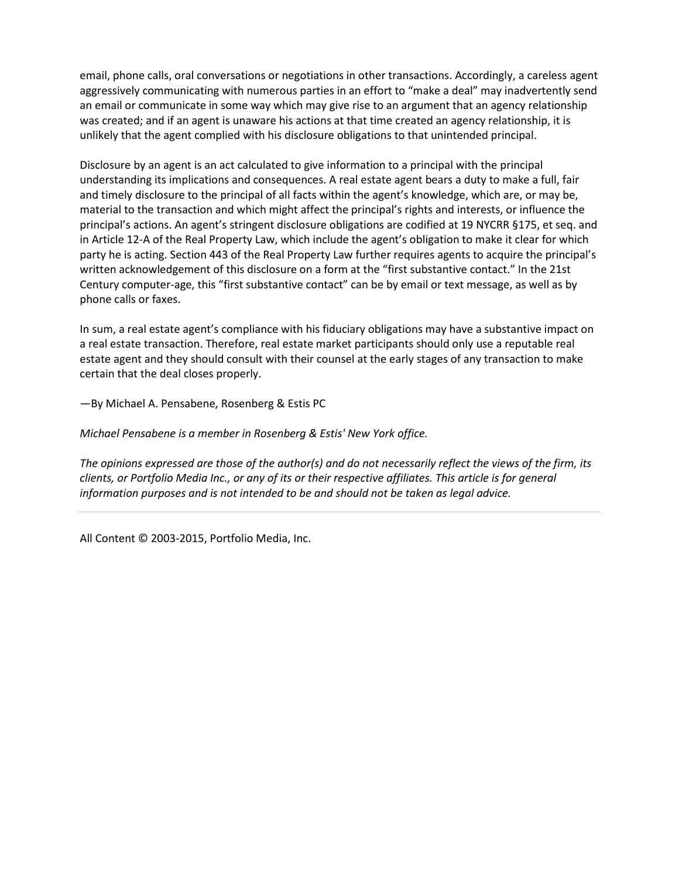email, phone calls, oral conversations or negotiations in other transactions. Accordingly, a careless agent aggressively communicating with numerous parties in an effort to "make a deal" may inadvertently send an email or communicate in some way which may give rise to an argument that an agency relationship was created; and if an agent is unaware his actions at that time created an agency relationship, it is unlikely that the agent complied with his disclosure obligations to that unintended principal.

Disclosure by an agent is an act calculated to give information to a principal with the principal understanding its implications and consequences. A real estate agent bears a duty to make a full, fair and timely disclosure to the principal of all facts within the agent's knowledge, which are, or may be, material to the transaction and which might affect the principal's rights and interests, or influence the principal's actions. An agent's stringent disclosure obligations are codified at 19 NYCRR §175, et seq. and in Article 12-A of the Real Property Law, which include the agent's obligation to make it clear for which party he is acting. Section 443 of the Real Property Law further requires agents to acquire the principal's written acknowledgement of this disclosure on a form at the "first substantive contact." In the 21st Century computer-age, this "first substantive contact" can be by email or text message, as well as by phone calls or faxes.

In sum, a real estate agent's compliance with his fiduciary obligations may have a substantive impact on a real estate transaction. Therefore, real estate market participants should only use a reputable real estate agent and they should consult with their counsel at the early stages of any transaction to make certain that the deal closes properly.

—By Michael A. Pensabene, Rosenberg & Estis PC

*Michael Pensabene is a member in Rosenberg & Estis' New York office.*

*The opinions expressed are those of the author(s) and do not necessarily reflect the views of the firm, its clients, or Portfolio Media Inc., or any of its or their respective affiliates. This article is for general information purposes and is not intended to be and should not be taken as legal advice.*

---

All Content © 2003-2015, Portfolio Media, Inc.